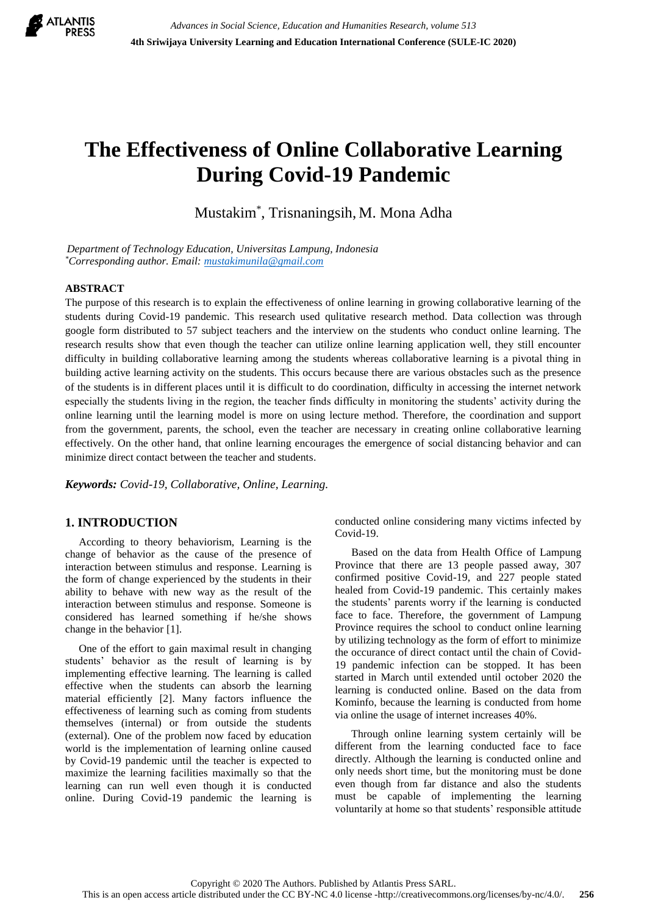# The Effectiveness of Online Collaborative Learning During Covid-19 Pandemic

Mustakim[*], Trisnaningsih, M. Mona Adha

*Department of Technology Education, Universitas Lampung, Indonesia*
[*]*Corresponding author. Email: mustakimunila@gmail.com*

## ABSTRACT

The purpose of this research is to explain the effectiveness of online learning in growing collaborative learning of the students during Covid-19 pandemic. This research used qulitative research method. Data collection was through google form distributed to 57 subject teachers and the interview on the students who conduct online learning. The research results show that even though the teacher can utilize online learning application well, they still encounter difficulty in building collaborative learning among the students whereas collaborative learning is a pivotal thing in building active learning activity on the students. This occurs because there are various obstacles such as the presence of the students is in different places until it is difficult to do coordination, difficulty in accessing the internet network especially the students living in the region, the teacher finds difficulty in monitoring the students' activity during the online learning until the learning model is more on using lecture method. Therefore, the coordination and support from the government, parents, the school, even the teacher are necessary in creating online collaborative learning effectively. On the other hand, that online learning encourages the emergence of social distancing behavior and can minimize direct contact between the teacher and students.

***Keywords:*** *Covid-19, Collaborative, Online, Learning.*

## 1. INTRODUCTION

According to theory behaviorism, Learning is the change of behavior as the cause of the presence of interaction between stimulus and response. Learning is the form of change experienced by the students in their ability to behave with new way as the result of the interaction between stimulus and response. Someone is considered has learned something if he/she shows change in the behavior [1].

One of the effort to gain maximal result in changing students' behavior as the result of learning is by implementing effective learning. The learning is called effective when the students can absorb the learning material efficiently [2]. Many factors influence the effectiveness of learning such as coming from students themselves (internal) or from outside the students (external). One of the problem now faced by education world is the implementation of learning online caused by Covid-19 pandemic until the teacher is expected to maximize the learning facilities maximally so that the learning can run well even though it is conducted online. During Covid-19 pandemic the learning is conducted online considering many victims infected by Covid-19.

Based on the data from Health Office of Lampung Province that there are 13 people passed away, 307 confirmed positive Covid-19, and 227 people stated healed from Covid-19 pandemic. This certainly makes the students' parents worry if the learning is conducted face to face. Therefore, the government of Lampung Province requires the school to conduct online learning by utilizing technology as the form of effort to minimize the occurance of direct contact until the chain of Covid-19 pandemic infection can be stopped. It has been started in March until extended until october 2020 the learning is conducted online. Based on the data from Kominfo, because the learning is conducted from home via online the usage of internet increases 40%.

Through online learning system certainly will be different from the learning conducted face to face directly. Although the learning is conducted online and only needs short time, but the monitoring must be done even though from far distance and also the students must be capable of implementing the learning voluntarily at home so that students' responsible attitude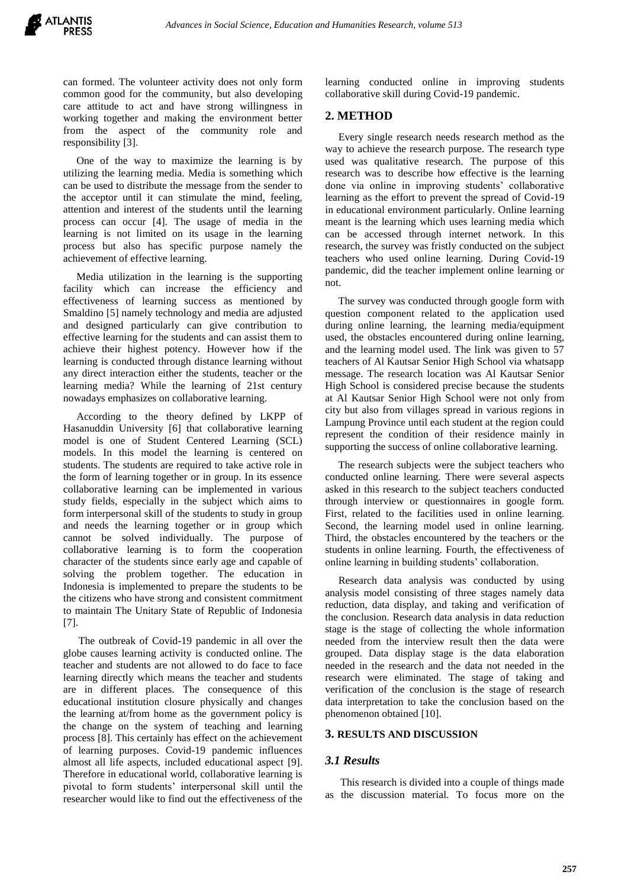can formed. The volunteer activity does not only form common good for the community, but also developing care attitude to act and have strong willingness in working together and making the environment better from the aspect of the community role and responsibility [3].

One of the way to maximize the learning is by utilizing the learning media. Media is something which can be used to distribute the message from the sender to the acceptor until it can stimulate the mind, feeling, attention and interest of the students until the learning process can occur [4]. The usage of media in the learning is not limited on its usage in the learning process but also has specific purpose namely the achievement of effective learning.

Media utilization in the learning is the supporting facility which can increase the efficiency and effectiveness of learning success as mentioned by Smaldino [5] namely technology and media are adjusted and designed particularly can give contribution to effective learning for the students and can assist them to achieve their highest potency. However how if the learning is conducted through distance learning without any direct interaction either the students, teacher or the learning media? While the learning of 21st century nowadays emphasizes on collaborative learning.

According to the theory defined by LKPP of Hasanuddin University [6] that collaborative learning model is one of Student Centered Learning (SCL) models. In this model the learning is centered on students. The students are required to take active role in the form of learning together or in group. In its essence collaborative learning can be implemented in various study fields, especially in the subject which aims to form interpersonal skill of the students to study in group and needs the learning together or in group which cannot be solved individually. The purpose of collaborative learning is to form the cooperation character of the students since early age and capable of solving the problem together. The education in Indonesia is implemented to prepare the students to be the citizens who have strong and consistent commitment to maintain The Unitary State of Republic of Indonesia [7].

The outbreak of Covid-19 pandemic in all over the globe causes learning activity is conducted online. The teacher and students are not allowed to do face to face learning directly which means the teacher and students are in different places. The consequence of this educational institution closure physically and changes the learning at/from home as the government policy is the change on the system of teaching and learning process [8]. This certainly has effect on the achievement of learning purposes. Covid-19 pandemic influences almost all life aspects, included educational aspect [9]. Therefore in educational world, collaborative learning is pivotal to form students' interpersonal skill until the researcher would like to find out the effectiveness of the learning conducted online in improving students collaborative skill during Covid-19 pandemic.

## 2. METHOD

Every single research needs research method as the way to achieve the research purpose. The research type used was qualitative research. The purpose of this research was to describe how effective is the learning done via online in improving students' collaborative learning as the effort to prevent the spread of Covid-19 in educational environment particularly. Online learning meant is the learning which uses learning media which can be accessed through internet network. In this research, the survey was fristly conducted on the subject teachers who used online learning. During Covid-19 pandemic, did the teacher implement online learning or not.

The survey was conducted through google form with question component related to the application used during online learning, the learning media/equipment used, the obstacles encountered during online learning, and the learning model used. The link was given to 57 teachers of Al Kautsar Senior High School via whatsapp message. The research location was Al Kautsar Senior High School is considered precise because the students at Al Kautsar Senior High School were not only from city but also from villages spread in various regions in Lampung Province until each student at the region could represent the condition of their residence mainly in supporting the success of online collaborative learning.

The research subjects were the subject teachers who conducted online learning. There were several aspects asked in this research to the subject teachers conducted through interview or questionnaires in google form. First, related to the facilities used in online learning. Second, the learning model used in online learning. Third, the obstacles encountered by the teachers or the students in online learning. Fourth, the effectiveness of online learning in building students' collaboration.

Research data analysis was conducted by using analysis model consisting of three stages namely data reduction, data display, and taking and verification of the conclusion. Research data analysis in data reduction stage is the stage of collecting the whole information needed from the interview result then the data were grouped. Data display stage is the data elaboration needed in the research and the data not needed in the research were eliminated. The stage of taking and verification of the conclusion is the stage of research data interpretation to take the conclusion based on the phenomenon obtained [10].

## 3. RESULTS AND DISCUSSION

### 3.1 Results

This research is divided into a couple of things made as the discussion material. To focus more on the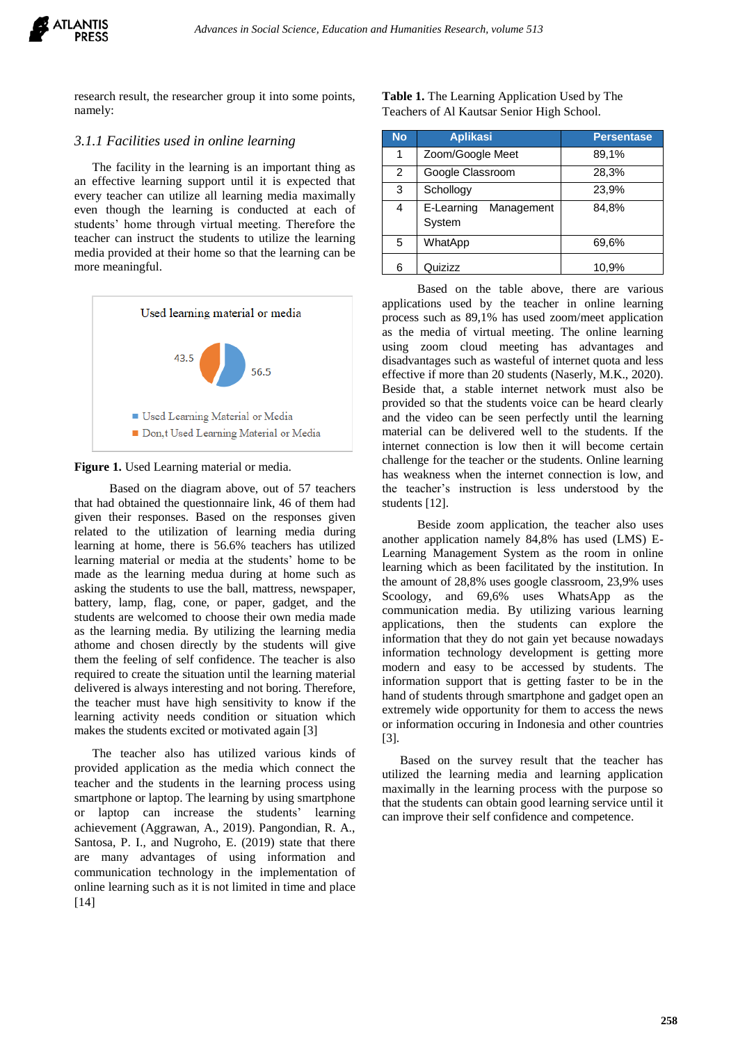research result, the researcher group it into some points, namely:

### *3.1.1 Facilities used in online learning*

The facility in the learning is an important thing as an effective learning support until it is expected that every teacher can utilize all learning media maximally even though the learning is conducted at each of students' home through virtual meeting. Therefore the teacher can instruct the students to utilize the learning media provided at their home so that the learning can be more meaningful.

Used learning material or media

43.5

56.5

■ Used Learning Material or Media
■ Don,t Used Learning Material or Media

**Figure 1.** Used Learning material or media.

Based on the diagram above, out of 57 teachers that had obtained the questionnaire link, 46 of them had given their responses. Based on the responses given related to the utilization of learning media during learning at home, there is 56.6% teachers has utilized learning material or media at the students' home to be made as the learning medua during at home such as asking the students to use the ball, mattress, newspaper, battery, lamp, flag, cone, or paper, gadget, and the students are welcomed to choose their own media made as the learning media. By utilizing the learning media athome and chosen directly by the students will give them the feeling of self confidence. The teacher is also required to create the situation until the learning material delivered is always interesting and not boring. Therefore, the teacher must have high sensitivity to know if the learning activity needs condition or situation which makes the students excited or motivated again [3]

The teacher also has utilized various kinds of provided application as the media which connect the teacher and the students in the learning process using smartphone or laptop. The learning by using smartphone or laptop can increase the students' learning achievement (Aggrawan, A., 2019). Pangondian, R. A., Santosa, P. I., and Nugroho, E. (2019) state that there are many advantages of using information and communication technology in the implementation of online learning such as it is not limited in time and place [14]

**Table 1.** The Learning Application Used by The Teachers of Al Kautsar Senior High School.

| No | Aplikasi | Persentase |
|---|---|---|
| 1 | Zoom/Google Meet | 89,1% |
| 2 | Google Classroom | 28,3% |
| 3 | Schollogy | 23,9% |
| 4 | E-Learning Management System | 84,8% |
| 5 | WhatApp | 69,6% |
| 6 | Quizizz | 10,9% |

Based on the table above, there are various applications used by the teacher in online learning process such as 89,1% has used zoom/meet application as the media of virtual meeting. The online learning using zoom cloud meeting has advantages and disadvantages such as wasteful of internet quota and less effective if more than 20 students (Naserly, M.K., 2020). Beside that, a stable internet network must also be provided so that the students voice can be heard clearly and the video can be seen perfectly until the learning material can be delivered well to the students. If the internet connection is low then it will become certain challenge for the teacher or the students. Online learning has weakness when the internet connection is low, and the teacher's instruction is less understood by the students [12].

Beside zoom application, the teacher also uses another application namely 84,8% has used (LMS) E-Learning Management System as the room in online learning which as been facilitated by the institution. In the amount of 28,8% uses google classroom, 23,9% uses Scoology, and 69,6% uses WhatsApp as the communication media. By utilizing various learning applications, then the students can explore the information that they do not gain yet because nowadays information technology development is getting more modern and easy to be accessed by students. The information support that is getting faster to be in the hand of students through smartphone and gadget open an extremely wide opportunity for them to access the news or information occuring in Indonesia and other countries [3].

Based on the survey result that the teacher has utilized the learning media and learning application maximally in the learning process with the purpose so that the students can obtain good learning service until it can improve their self confidence and competence.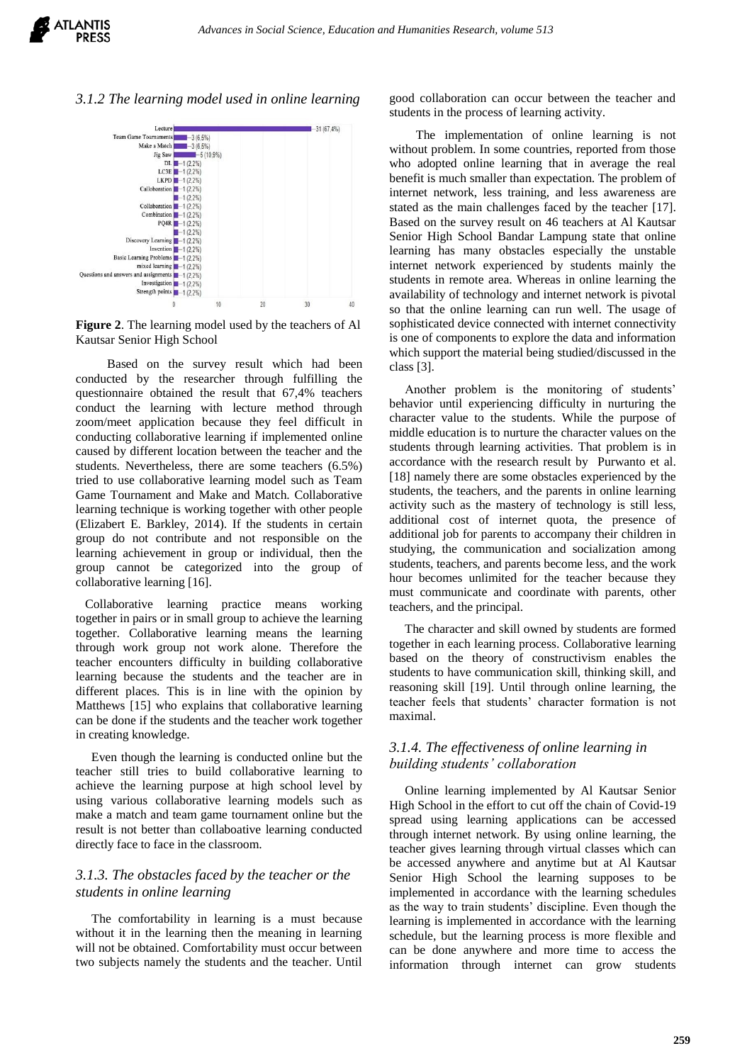### 3.1.2 The learning model used in online learning

**Figure 2**. The learning model used by the teachers of Al Kautsar Senior High School

Based on the survey result which had been conducted by the researcher through fulfilling the questionnaire obtained the result that 67,4% teachers conduct the learning with lecture method through zoom/meet application because they feel difficult in conducting collaborative learning if implemented online caused by different location between the teacher and the students. Nevertheless, there are some teachers (6.5%) tried to use collaborative learning model such as Team Game Tournament and Make and Match. Collaborative learning technique is working together with other people (Elizabert E. Barkley, 2014). If the students in certain group do not contribute and not responsible on the learning achievement in group or individual, then the group cannot be categorized into the group of collaborative learning [16].

Collaborative learning practice means working together in pairs or in small group to achieve the learning together. Collaborative learning means the learning through work group not work alone. Therefore the teacher encounters difficulty in building collaborative learning because the students and the teacher are in different places. This is in line with the opinion by Matthews [15] who explains that collaborative learning can be done if the students and the teacher work together in creating knowledge.

Even though the learning is conducted online but the teacher still tries to build collaborative learning to achieve the learning purpose at high school level by using various collaborative learning models such as make a match and team game tournament online but the result is not better than collaboative learning conducted directly face to face in the classroom.

### 3.1.3. The obstacles faced by the teacher or the students in online learning

The comfortability in learning is a must because without it in the learning then the meaning in learning will not be obtained. Comfortability must occur between two subjects namely the students and the teacher. Until good collaboration can occur between the teacher and students in the process of learning activity.

The implementation of online learning is not without problem. In some countries, reported from those who adopted online learning that in average the real benefit is much smaller than expectation. The problem of internet network, less training, and less awareness are stated as the main challenges faced by the teacher [17]. Based on the survey result on 46 teachers at Al Kautsar Senior High School Bandar Lampung state that online learning has many obstacles especially the unstable internet network experienced by students mainly the students in remote area. Whereas in online learning the availability of technology and internet network is pivotal so that the online learning can run well. The usage of sophisticated device connected with internet connectivity is one of components to explore the data and information which support the material being studied/discussed in the class [3].

Another problem is the monitoring of students' behavior until experiencing difficulty in nurturing the character value to the students. While the purpose of middle education is to nurture the character values on the students through learning activities. That problem is in accordance with the research result by Purwanto et al. [18] namely there are some obstacles experienced by the students, the teachers, and the parents in online learning activity such as the mastery of technology is still less, additional cost of internet quota, the presence of additional job for parents to accompany their children in studying, the communication and socialization among students, teachers, and parents become less, and the work hour becomes unlimited for the teacher because they must communicate and coordinate with parents, other teachers, and the principal.

The character and skill owned by students are formed together in each learning process. Collaborative learning based on the theory of constructivism enables the students to have communication skill, thinking skill, and reasoning skill [19]. Until through online learning, the teacher feels that students' character formation is not maximal.

### 3.1.4. The effectiveness of online learning in building students' collaboration

Online learning implemented by Al Kautsar Senior High School in the effort to cut off the chain of Covid-19 spread using learning applications can be accessed through internet network. By using online learning, the teacher gives learning through virtual classes which can be accessed anywhere and anytime but at Al Kautsar Senior High School the learning supposes to be implemented in accordance with the learning schedules as the way to train students' discipline. Even though the learning is implemented in accordance with the learning schedule, but the learning process is more flexible and can be done anywhere and more time to access the information through internet can grow students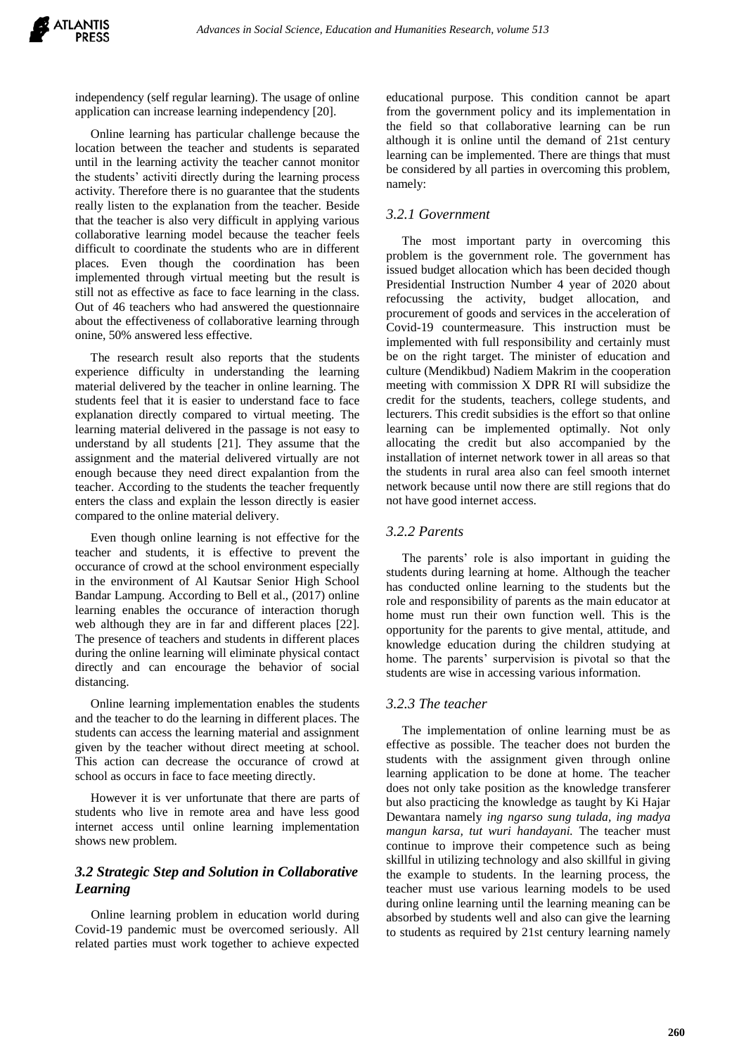independency (self regular learning). The usage of online application can increase learning independency [20].

Online learning has particular challenge because the location between the teacher and students is separated until in the learning activity the teacher cannot monitor the students' activiti directly during the learning process activity. Therefore there is no guarantee that the students really listen to the explanation from the teacher. Beside that the teacher is also very difficult in applying various collaborative learning model because the teacher feels difficult to coordinate the students who are in different places. Even though the coordination has been implemented through virtual meeting but the result is still not as effective as face to face learning in the class. Out of 46 teachers who had answered the questionnaire about the effectiveness of collaborative learning through onine, 50% answered less effective.

The research result also reports that the students experience difficulty in understanding the learning material delivered by the teacher in online learning. The students feel that it is easier to understand face to face explanation directly compared to virtual meeting. The learning material delivered in the passage is not easy to understand by all students [21]. They assume that the assignment and the material delivered virtually are not enough because they need direct expalantion from the teacher. According to the students the teacher frequently enters the class and explain the lesson directly is easier compared to the online material delivery.

Even though online learning is not effective for the teacher and students, it is effective to prevent the occurance of crowd at the school environment especially in the environment of Al Kautsar Senior High School Bandar Lampung. According to Bell et al., (2017) online learning enables the occurance of interaction thorugh web although they are in far and different places [22]. The presence of teachers and students in different places during the online learning will eliminate physical contact directly and can encourage the behavior of social distancing.

Online learning implementation enables the students and the teacher to do the learning in different places. The students can access the learning material and assignment given by the teacher without direct meeting at school. This action can decrease the occurance of crowd at school as occurs in face to face meeting directly.

However it is ver unfortunate that there are parts of students who live in remote area and have less good internet access until online learning implementation shows new problem.

### 3.2 Strategic Step and Solution in Collaborative Learning

Online learning problem in education world during Covid-19 pandemic must be overcomed seriously. All related parties must work together to achieve expected educational purpose. This condition cannot be apart from the government policy and its implementation in the field so that collaborative learning can be run although it is online until the demand of 21st century learning can be implemented. There are things that must be considered by all parties in overcoming this problem, namely:

#### 3.2.1 Government

The most important party in overcoming this problem is the government role. The government has issued budget allocation which has been decided though Presidential Instruction Number 4 year of 2020 about refocussing the activity, budget allocation, and procurement of goods and services in the acceleration of Covid-19 countermeasure. This instruction must be implemented with full responsibility and certainly must be on the right target. The minister of education and culture (Mendikbud) Nadiem Makrim in the cooperation meeting with commission X DPR RI will subsidize the credit for the students, teachers, college students, and lecturers. This credit subsidies is the effort so that online learning can be implemented optimally. Not only allocating the credit but also accompanied by the installation of internet network tower in all areas so that the students in rural area also can feel smooth internet network because until now there are still regions that do not have good internet access.

#### 3.2.2 Parents

The parents' role is also important in guiding the students during learning at home. Although the teacher has conducted online learning to the students but the role and responsibility of parents as the main educator at home must run their own function well. This is the opportunity for the parents to give mental, attitude, and knowledge education during the children studying at home. The parents' surpervision is pivotal so that the students are wise in accessing various information.

#### 3.2.3 The teacher

The implementation of online learning must be as effective as possible. The teacher does not burden the students with the assignment given through online learning application to be done at home. The teacher does not only take position as the knowledge transferer but also practicing the knowledge as taught by Ki Hajar Dewantara namely *ing ngarso sung tulada, ing madya mangun karsa, tut wuri handayani.* The teacher must continue to improve their competence such as being skillful in utilizing technology and also skillful in giving the example to students. In the learning process, the teacher must use various learning models to be used during online learning until the learning meaning can be absorbed by students well and also can give the learning to students as required by 21st century learning namely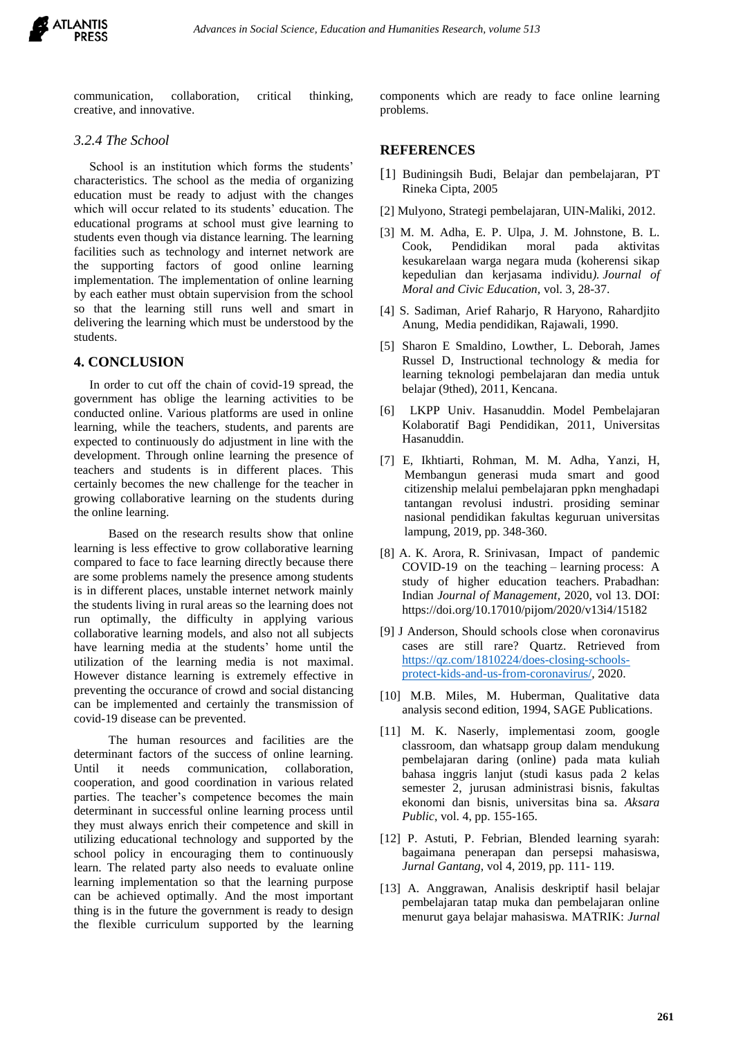communication, collaboration, critical thinking, creative, and innovative.

### 3.2.4 The School

School is an institution which forms the students' characteristics. The school as the media of organizing education must be ready to adjust with the changes which will occur related to its students' education. The educational programs at school must give learning to students even though via distance learning. The learning facilities such as technology and internet network are the supporting factors of good online learning implementation. The implementation of online learning by each eather must obtain supervision from the school so that the learning still runs well and smart in delivering the learning which must be understood by the students.

## 4. CONCLUSION

In order to cut off the chain of covid-19 spread, the government has oblige the learning activities to be conducted online. Various platforms are used in online learning, while the teachers, students, and parents are expected to continuously do adjustment in line with the development. Through online learning the presence of teachers and students is in different places. This certainly becomes the new challenge for the teacher in growing collaborative learning on the students during the online learning.

Based on the research results show that online learning is less effective to grow collaborative learning compared to face to face learning directly because there are some problems namely the presence among students is in different places, unstable internet network mainly the students living in rural areas so the learning does not run optimally, the difficulty in applying various collaborative learning models, and also not all subjects have learning media at the students' home until the utilization of the learning media is not maximal. However distance learning is extremely effective in preventing the occurance of crowd and social distancing can be implemented and certainly the transmission of covid-19 disease can be prevented.

The human resources and facilities are the determinant factors of the success of online learning. Until it needs communication, collaboration, cooperation, and good coordination in various related parties. The teacher's competence becomes the main determinant in successful online learning process until they must always enrich their competence and skill in utilizing educational technology and supported by the school policy in encouraging them to continuously learn. The related party also needs to evaluate online learning implementation so that the learning purpose can be achieved optimally. And the most important thing is in the future the government is ready to design the flexible curriculum supported by the learning components which are ready to face online learning problems.

## REFERENCES

[1] Budiningsih Budi, Belajar dan pembelajaran, PT Rineka Cipta, 2005

[2] Mulyono, Strategi pembelajaran, UIN-Maliki, 2012.

[3] M. M. Adha, E. P. Ulpa, J. M. Johnstone, B. L. Cook, Pendidikan moral pada aktivitas kesukarelaan warga negara muda (koherensi sikap kepedulian dan kerjasama individu*). Journal of Moral and Civic Education,* vol. 3, 28-37.

[4] S. Sadiman, Arief Raharjo, R Haryono, Rahardjito Anung, Media pendidikan, Rajawali, 1990.

[5] Sharon E Smaldino, Lowther, L. Deborah, James Russel D, Instructional technology & media for learning teknologi pembelajaran dan media untuk belajar (9thed), 2011, Kencana.

[6] LKPP Univ. Hasanuddin. Model Pembelajaran Kolaboratif Bagi Pendidikan, 2011, Universitas Hasanuddin.

[7] E, Ikhtiarti, Rohman, M. M. Adha, Yanzi, H, Membangun generasi muda smart and good citizenship melalui pembelajaran ppkn menghadapi tantangan revolusi industri. prosiding seminar nasional pendidikan fakultas keguruan universitas lampung, 2019, pp. 348-360.

[8] A. K. Arora, R. Srinivasan, Impact of pandemic COVID-19 on the teaching – learning process: A study of higher education teachers. Prabadhan: Indian *Journal of Management*, 2020, vol 13. DOI: https://doi.org/10.17010/pijom/2020/v13i4/15182

[9] J Anderson, Should schools close when coronavirus cases are still rare? Quartz. Retrieved from https://qz.com/1810224/does-closing-schools-protect-kids-and-us-from-coronavirus/, 2020.

[10] M.B. Miles, M. Huberman, Qualitative data analysis second edition, 1994, SAGE Publications.

[11] M. K. Naserly, implementasi zoom, google classroom, dan whatsapp group dalam mendukung pembelajaran daring (online) pada mata kuliah bahasa inggris lanjut (studi kasus pada 2 kelas semester 2, jurusan administrasi bisnis, fakultas ekonomi dan bisnis, universitas bina sa. *Aksara Public*, vol. 4, pp. 155-165.

[12] P. Astuti, P. Febrian, Blended learning syarah: bagaimana penerapan dan persepsi mahasiswa, *Jurnal Gantang*, vol 4, 2019, pp. 111- 119.

[13] A. Anggrawan, Analisis deskriptif hasil belajar pembelajaran tatap muka dan pembelajaran online menurut gaya belajar mahasiswa. MATRIK: *Jurnal*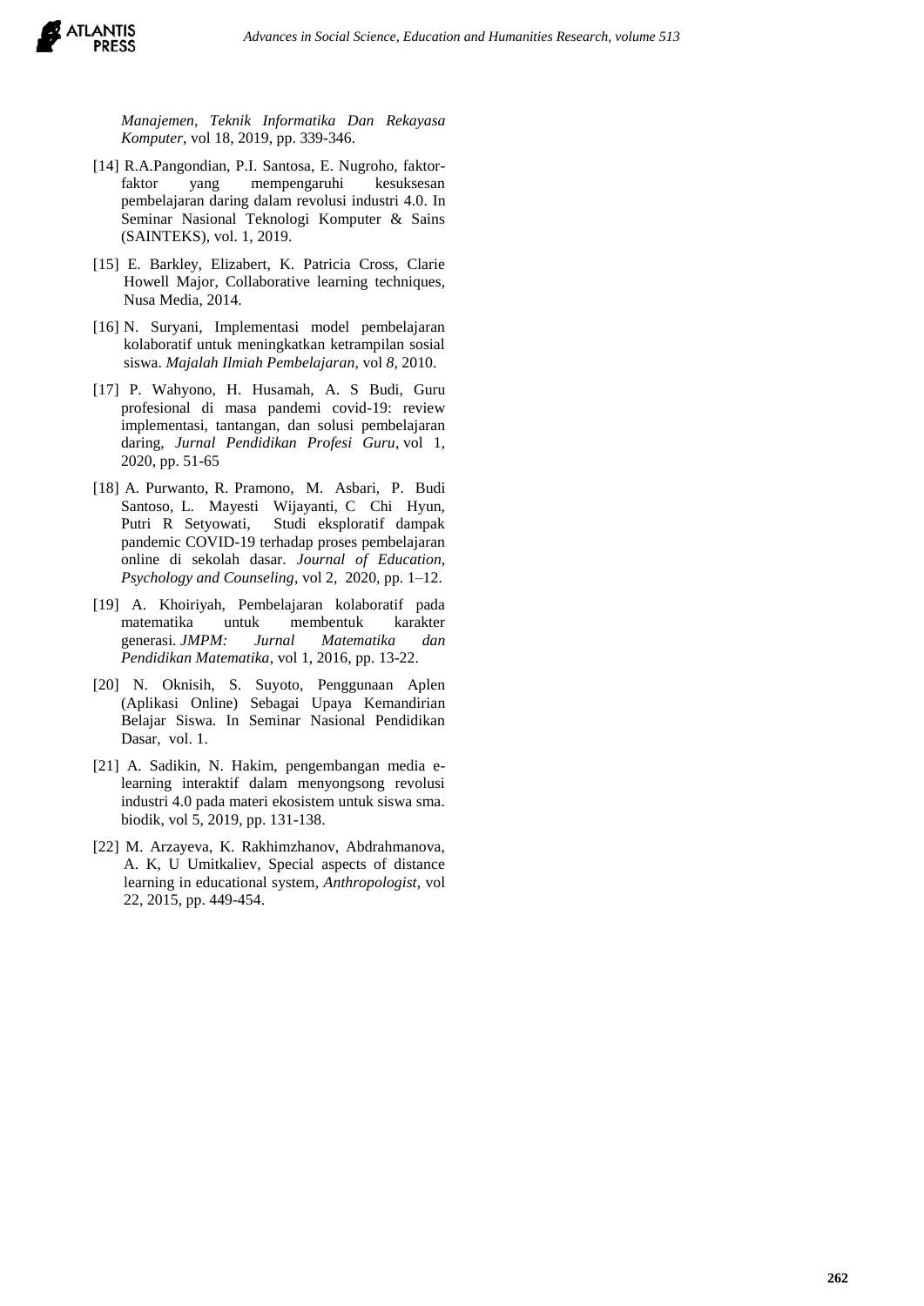*Manajemen, Teknik Informatika Dan Rekayasa Komputer*, vol 18, 2019, pp. 339-346.

[14] R.A.Pangondian, P.I. Santosa, E. Nugroho, faktor-faktor yang mempengaruhi kesuksesan pembelajaran daring dalam revolusi industri 4.0. In Seminar Nasional Teknologi Komputer & Sains (SAINTEKS), vol. 1, 2019.

[15] E. Barkley, Elizabert, K. Patricia Cross, Clarie Howell Major, Collaborative learning techniques, Nusa Media, 2014.

[16] N. Suryani, Implementasi model pembelajaran kolaboratif untuk meningkatkan ketrampilan sosial siswa. *Majalah Ilmiah Pembelajaran*, vol *8*, 2010.

[17] P. Wahyono, H. Husamah, A. S Budi, Guru profesional di masa pandemi covid-19: review implementasi, tantangan, dan solusi pembelajaran daring, *Jurnal Pendidikan Profesi Guru*, vol 1, 2020, pp. 51-65

[18] A. Purwanto, R. Pramono, M. Asbari, P. Budi Santoso, L. Mayesti Wijayanti, C Chi Hyun, Putri R Setyowati, Studi eksploratif dampak pandemic COVID-19 terhadap proses pembelajaran online di sekolah dasar. *Journal of Education, Psychology and Counseling*, vol 2, 2020, pp. 1–12.

[19] A. Khoiriyah, Pembelajaran kolaboratif pada matematika untuk membentuk karakter generasi. *JMPM: Jurnal Matematika dan Pendidikan Matematika*, vol 1, 2016, pp. 13-22.

[20] N. Oknisih, S. Suyoto, Penggunaan Aplen (Aplikasi Online) Sebagai Upaya Kemandirian Belajar Siswa. In Seminar Nasional Pendidikan Dasar, vol. 1.

[21] A. Sadikin, N. Hakim, pengembangan media e-learning interaktif dalam menyongsong revolusi industri 4.0 pada materi ekosistem untuk siswa sma. biodik, vol 5, 2019, pp. 131-138.

[22] M. Arzayeva, K. Rakhimzhanov, Abdrahmanova, A. K, U Umitkaliev, Special aspects of distance learning in educational system, *Anthropologist*, vol 22, 2015, pp. 449-454.